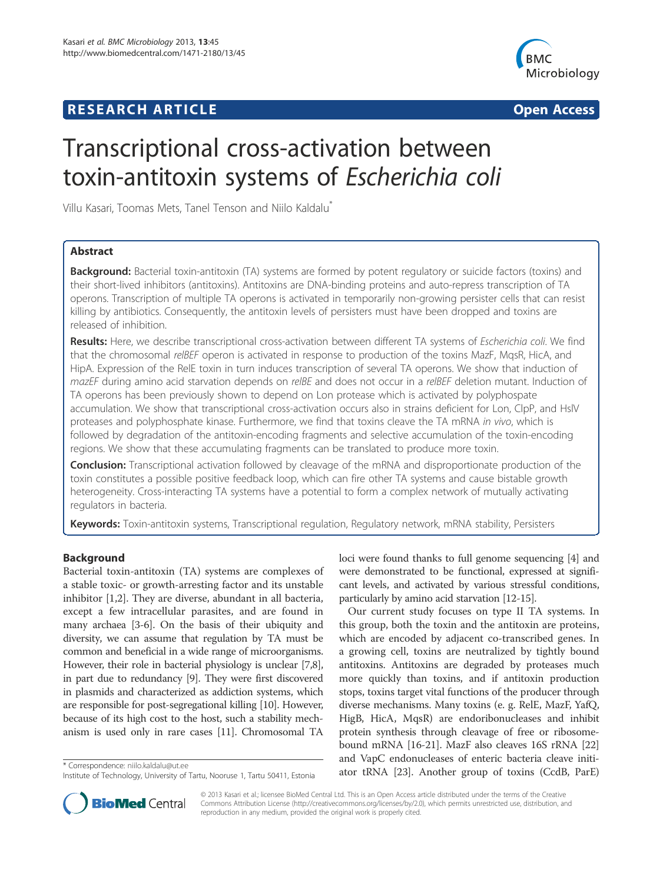**RESEARCH ARTICLE** **Open Access**

# Transcriptional cross-activation between toxin-antitoxin systems of *Escherichia coli*

Villu Kasari, Toomas Mets, Tanel Tenson and Niilo Kaldalu*

## Abstract

**Background:** Bacterial toxin-antitoxin (TA) systems are formed by potent regulatory or suicide factors (toxins) and their short-lived inhibitors (antitoxins). Antitoxins are DNA-binding proteins and auto-repress transcription of TA operons. Transcription of multiple TA operons is activated in temporarily non-growing persister cells that can resist killing by antibiotics. Consequently, the antitoxin levels of persisters must have been dropped and toxins are released of inhibition.

**Results:** Here, we describe transcriptional cross-activation between different TA systems of *Escherichia coli*. We find that the chromosomal *relBEF* operon is activated in response to production of the toxins MazF, MqsR, HicA, and HipA. Expression of the RelE toxin in turn induces transcription of several TA operons. We show that induction of *mazEF* during amino acid starvation depends on *relBE* and does not occur in a *relBEF* deletion mutant. Induction of TA operons has been previously shown to depend on Lon protease which is activated by polyphospate accumulation. We show that transcriptional cross-activation occurs also in strains deficient for Lon, ClpP, and HslV proteases and polyphosphate kinase. Furthermore, we find that toxins cleave the TA mRNA *in vivo*, which is followed by degradation of the antitoxin-encoding fragments and selective accumulation of the toxin-encoding regions. We show that these accumulating fragments can be translated to produce more toxin.

**Conclusion:** Transcriptional activation followed by cleavage of the mRNA and disproportionate production of the toxin constitutes a possible positive feedback loop, which can fire other TA systems and cause bistable growth heterogeneity. Cross-interacting TA systems have a potential to form a complex network of mutually activating regulators in bacteria.

**Keywords:** Toxin-antitoxin systems, Transcriptional regulation, Regulatory network, mRNA stability, Persisters

## Background

Bacterial toxin-antitoxin (TA) systems are complexes of a stable toxic- or growth-arresting factor and its unstable inhibitor [1,2]. They are diverse, abundant in all bacteria, except a few intracellular parasites, and are found in many archaea [3-6]. On the basis of their ubiquity and diversity, we can assume that regulation by TA must be common and beneficial in a wide range of microorganisms. However, their role in bacterial physiology is unclear [7,8], in part due to redundancy [9]. They were first discovered in plasmids and characterized as addiction systems, which are responsible for post-segregational killing [10]. However, because of its high cost to the host, such a stability mechanism is used only in rare cases [11]. Chromosomal TA loci were found thanks to full genome sequencing [4] and were demonstrated to be functional, expressed at significant levels, and activated by various stressful conditions, particularly by amino acid starvation [12-15].

Our current study focuses on type II TA systems. In this group, both the toxin and the antitoxin are proteins, which are encoded by adjacent co-transcribed genes. In a growing cell, toxins are neutralized by tightly bound antitoxins. Antitoxins are degraded by proteases much more quickly than toxins, and if antitoxin production stops, toxins target vital functions of the producer through diverse mechanisms. Many toxins (e. g. RelE, MazF, YafQ, HigB, HicA, MqsR) are endoribonucleases and inhibit protein synthesis through cleavage of free or ribosome-bound mRNA [16-21]. MazF also cleaves 16S rRNA [22] and VapC endonucleases of enteric bacteria cleave initiator tRNA [23]. Another group of toxins (CcdB, ParE)

\* Correspondence: niilo.kaldalu@ut.ee
Institute of Technology, University of Tartu, Nooruse 1, Tartu 50411, Estonia

© 2013 Kasari et al.; licensee BioMed Central Ltd. This is an Open Access article distributed under the terms of the Creative Commons Attribution License (http://creativecommons.org/licenses/by/2.0), which permits unrestricted use, distribution, and reproduction in any medium, provided the original work is properly cited.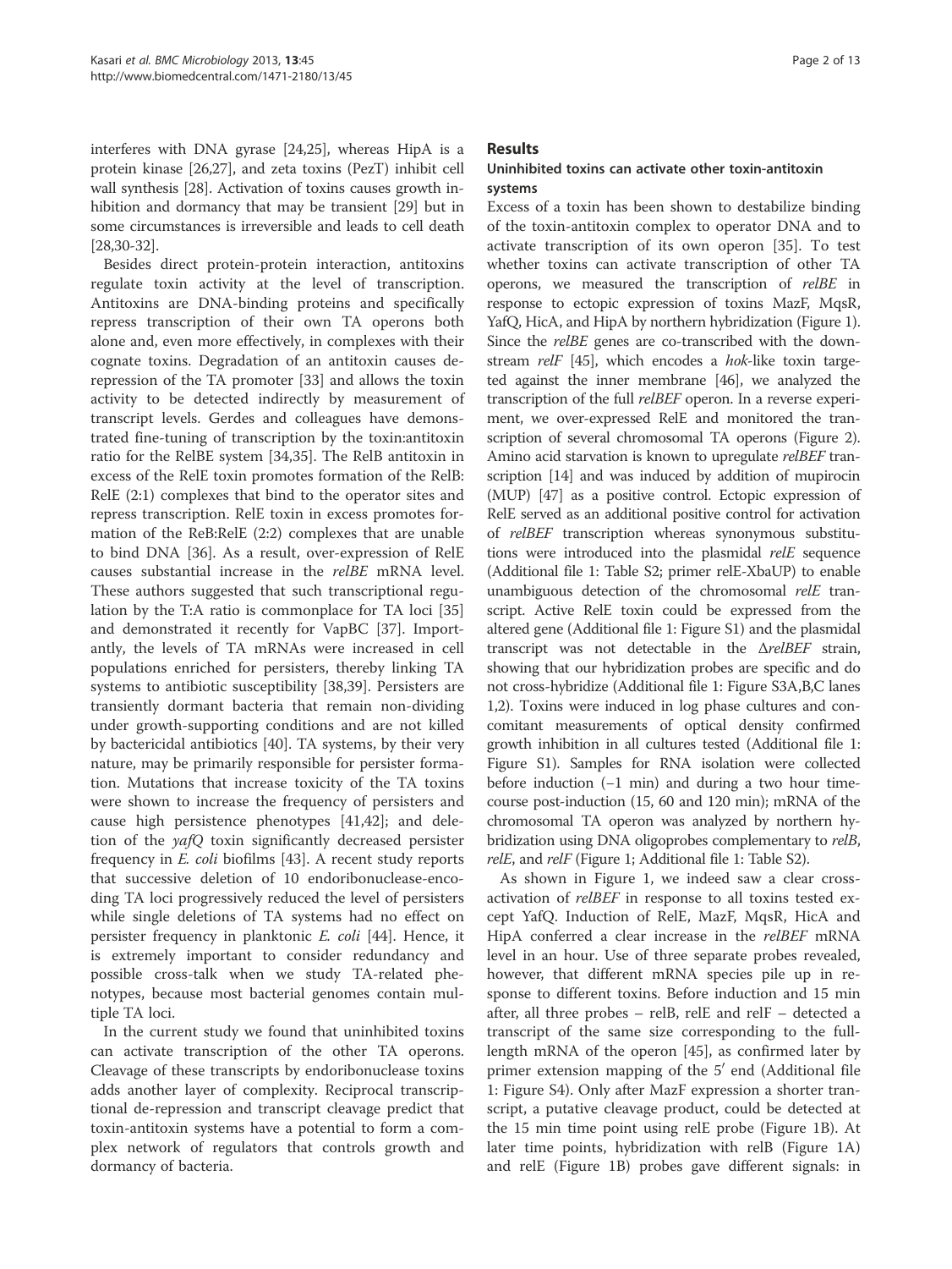interferes with DNA gyrase [24,25], whereas HipA is a protein kinase [26,27], and zeta toxins (PezT) inhibit cell wall synthesis [28]. Activation of toxins causes growth inhibition and dormancy that may be transient [29] but in some circumstances is irreversible and leads to cell death [28,30-32].

Besides direct protein-protein interaction, antitoxins regulate toxin activity at the level of transcription. Antitoxins are DNA-binding proteins and specifically repress transcription of their own TA operons both alone and, even more effectively, in complexes with their cognate toxins. Degradation of an antitoxin causes derepression of the TA promoter [33] and allows the toxin activity to be detected indirectly by measurement of transcript levels. Gerdes and colleagues have demonstrated fine-tuning of transcription by the toxin:antitoxin ratio for the RelBE system [34,35]. The RelB antitoxin in excess of the RelE toxin promotes formation of the RelB: RelE (2:1) complexes that bind to the operator sites and repress transcription. RelE toxin in excess promotes formation of the ReB:RelE (2:2) complexes that are unable to bind DNA [36]. As a result, over-expression of RelE causes substantial increase in the *relBE* mRNA level. These authors suggested that such transcriptional regulation by the T:A ratio is commonplace for TA loci [35] and demonstrated it recently for VapBC [37]. Importantly, the levels of TA mRNAs were increased in cell populations enriched for persisters, thereby linking TA systems to antibiotic susceptibility [38,39]. Persisters are transiently dormant bacteria that remain non-dividing under growth-supporting conditions and are not killed by bactericidal antibiotics [40]. TA systems, by their very nature, may be primarily responsible for persister formation. Mutations that increase toxicity of the TA toxins were shown to increase the frequency of persisters and cause high persistence phenotypes [41,42]; and deletion of the *yafQ* toxin significantly decreased persister frequency in *E. coli* biofilms [43]. A recent study reports that successive deletion of 10 endoribonuclease-encoding TA loci progressively reduced the level of persisters while single deletions of TA systems had no effect on persister frequency in planktonic *E. coli* [44]. Hence, it is extremely important to consider redundancy and possible cross-talk when we study TA-related phenotypes, because most bacterial genomes contain multiple TA loci.

In the current study we found that uninhibited toxins can activate transcription of the other TA operons. Cleavage of these transcripts by endoribonuclease toxins adds another layer of complexity. Reciprocal transcriptional de-repression and transcript cleavage predict that toxin-antitoxin systems have a potential to form a complex network of regulators that controls growth and dormancy of bacteria.

## Results

### Uninhibited toxins can activate other toxin-antitoxin systems

Excess of a toxin has been shown to destabilize binding of the toxin-antitoxin complex to operator DNA and to activate transcription of its own operon [35]. To test whether toxins can activate transcription of other TA operons, we measured the transcription of *relBE* in response to ectopic expression of toxins MazF, MqsR, YafQ, HicA, and HipA by northern hybridization (Figure 1). Since the *relBE* genes are co-transcribed with the downstream *relF* [45], which encodes a *hok*-like toxin targeted against the inner membrane [46], we analyzed the transcription of the full *relBEF* operon. In a reverse experiment, we over-expressed RelE and monitored the transcription of several chromosomal TA operons (Figure 2). Amino acid starvation is known to upregulate *relBEF* transcription [14] and was induced by addition of mupirocin (MUP) [47] as a positive control. Ectopic expression of RelE served as an additional positive control for activation of *relBEF* transcription whereas synonymous substitutions were introduced into the plasmidal *relE* sequence (Additional file 1: Table S2; primer relE-XbaUP) to enable unambiguous detection of the chromosomal *relE* transcript. Active RelE toxin could be expressed from the altered gene (Additional file 1: Figure S1) and the plasmidal transcript was not detectable in the Δ*relBEF* strain, showing that our hybridization probes are specific and do not cross-hybridize (Additional file 1: Figure S3A,B,C lanes 1,2). Toxins were induced in log phase cultures and concomitant measurements of optical density confirmed growth inhibition in all cultures tested (Additional file 1: Figure S1). Samples for RNA isolation were collected before induction (−1 min) and during a two hour timecourse post-induction (15, 60 and 120 min); mRNA of the chromosomal TA operon was analyzed by northern hybridization using DNA oligoprobes complementary to *relB*, *relE*, and *relF* (Figure 1; Additional file 1: Table S2).

As shown in Figure 1, we indeed saw a clear cross-activation of *relBEF* in response to all toxins tested except YafQ. Induction of RelE, MazF, MqsR, HicA and HipA conferred a clear increase in the *relBEF* mRNA level in an hour. Use of three separate probes revealed, however, that different mRNA species pile up in response to different toxins. Before induction and 15 min after, all three probes – relB, relE and relF – detected a transcript of the same size corresponding to the full-length mRNA of the operon [45], as confirmed later by primer extension mapping of the 5′ end (Additional file 1: Figure S4). Only after MazF expression a shorter transcript, a putative cleavage product, could be detected at the 15 min time point using relE probe (Figure 1B). At later time points, hybridization with relB (Figure 1A) and relE (Figure 1B) probes gave different signals: in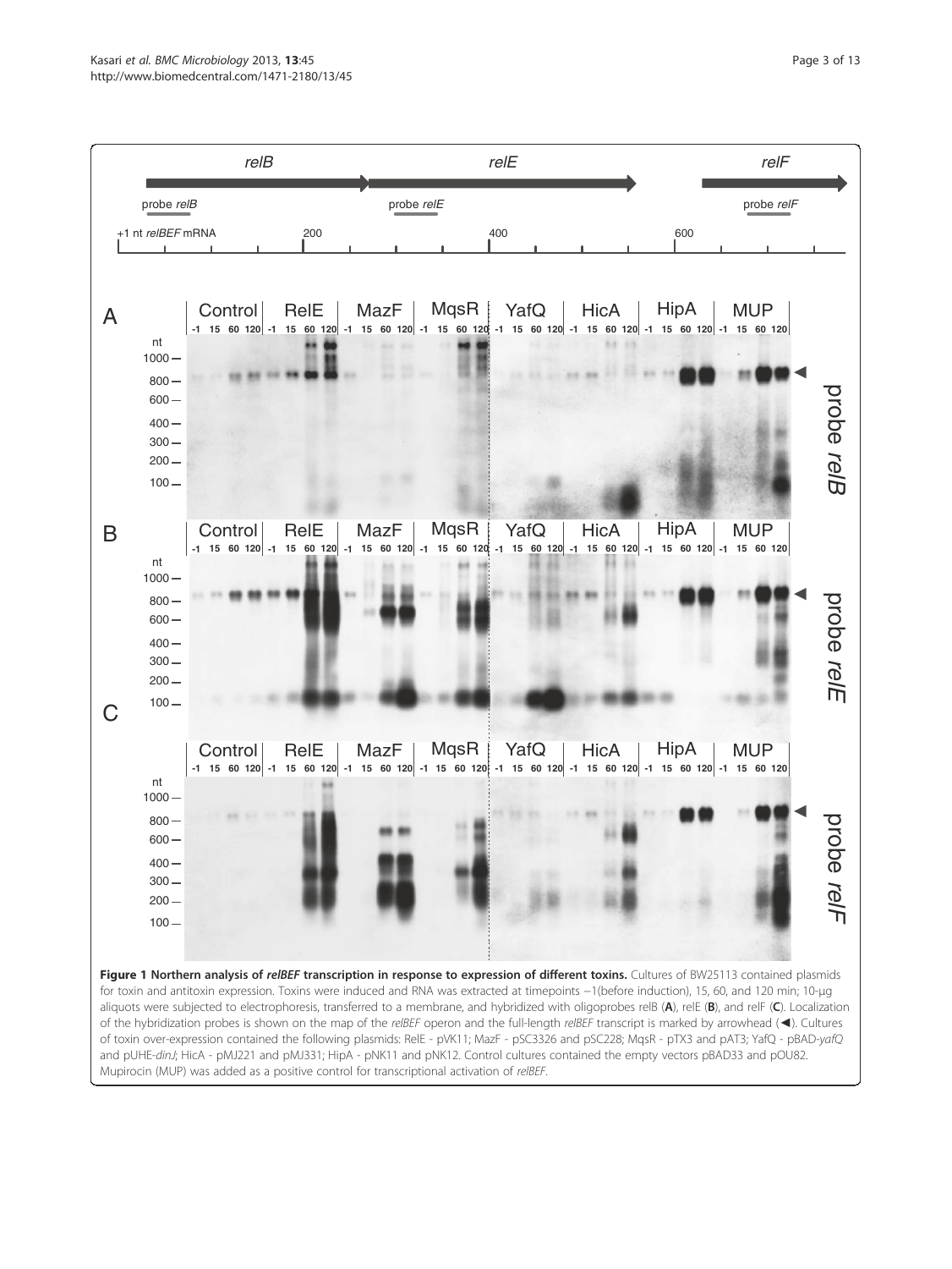**Figure 1 Northern analysis of *relBEF* transcription in response to expression of different toxins.** Cultures of BW25113 contained plasmids for toxin and antitoxin expression. Toxins were induced and RNA was extracted at timepoints −1(before induction), 15, 60, and 120 min; 10-μg aliquots were subjected to electrophoresis, transferred to a membrane, and hybridized with oligoprobes relB (**A**), relE (**B**), and relF (**C**). Localization of the hybridization probes is shown on the map of the *relBEF* operon and the full-length *relBEF* transcript is marked by arrowhead (◄). Cultures of toxin over-expression contained the following plasmids: RelE - pVK11; MazF - pSC3326 and pSC228; MqsR - pTX3 and pAT3; YafQ - pBAD-*yafQ* and pUHE-*dinJ*; HicA - pMJ221 and pMJ331; HipA - pNK11 and pNK12. Control cultures contained the empty vectors pBAD33 and pOU82. Mupirocin (MUP) was added as a positive control for transcriptional activation of *relBEF*.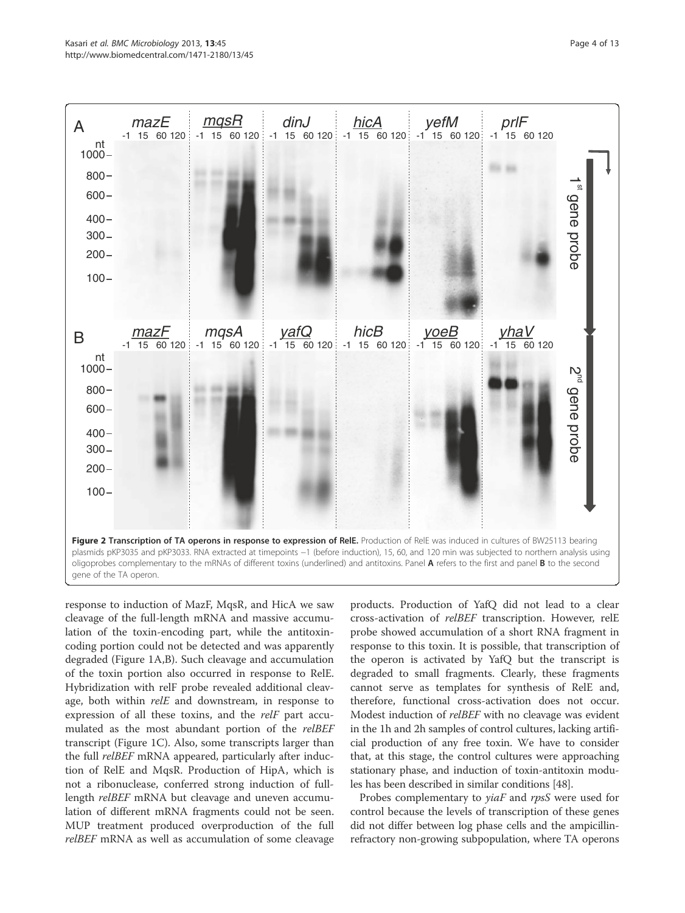**Figure 2 Transcription of TA operons in response to expression of RelE.** Production of RelE was induced in cultures of BW25113 bearing plasmids pKP3035 and pKP3033. RNA extracted at timepoints −1 (before induction), 15, 60, and 120 min was subjected to northern analysis using oligoprobes complementary to the mRNAs of different toxins (underlined) and antitoxins. Panel **A** refers to the first and panel **B** to the second gene of the TA operon.

response to induction of MazF, MqsR, and HicA we saw cleavage of the full-length mRNA and massive accumulation of the toxin-encoding part, while the antitoxin-coding portion could not be detected and was apparently degraded (Figure 1A,B). Such cleavage and accumulation of the toxin portion also occurred in response to RelE. Hybridization with relF probe revealed additional cleavage, both within *relE* and downstream, in response to expression of all these toxins, and the *relF* part accumulated as the most abundant portion of the *relBEF* transcript (Figure 1C). Also, some transcripts larger than the full *relBEF* mRNA appeared, particularly after induction of RelE and MqsR. Production of HipA, which is not a ribonuclease, conferred strong induction of full-length *relBEF* mRNA but cleavage and uneven accumulation of different mRNA fragments could not be seen. MUP treatment produced overproduction of the full *relBEF* mRNA as well as accumulation of some cleavage products. Production of YafQ did not lead to a clear cross-activation of *relBEF* transcription. However, relE probe showed accumulation of a short RNA fragment in response to this toxin. It is possible, that transcription of the operon is activated by YafQ but the transcript is degraded to small fragments. Clearly, these fragments cannot serve as templates for synthesis of RelE and, therefore, functional cross-activation does not occur. Modest induction of *relBEF* with no cleavage was evident in the 1h and 2h samples of control cultures, lacking artificial production of any free toxin. We have to consider that, at this stage, the control cultures were approaching stationary phase, and induction of toxin-antitoxin modules has been described in similar conditions [48].

Probes complementary to *yiaF* and *rpsS* were used for control because the levels of transcription of these genes did not differ between log phase cells and the ampicillin-refractory non-growing subpopulation, where TA operons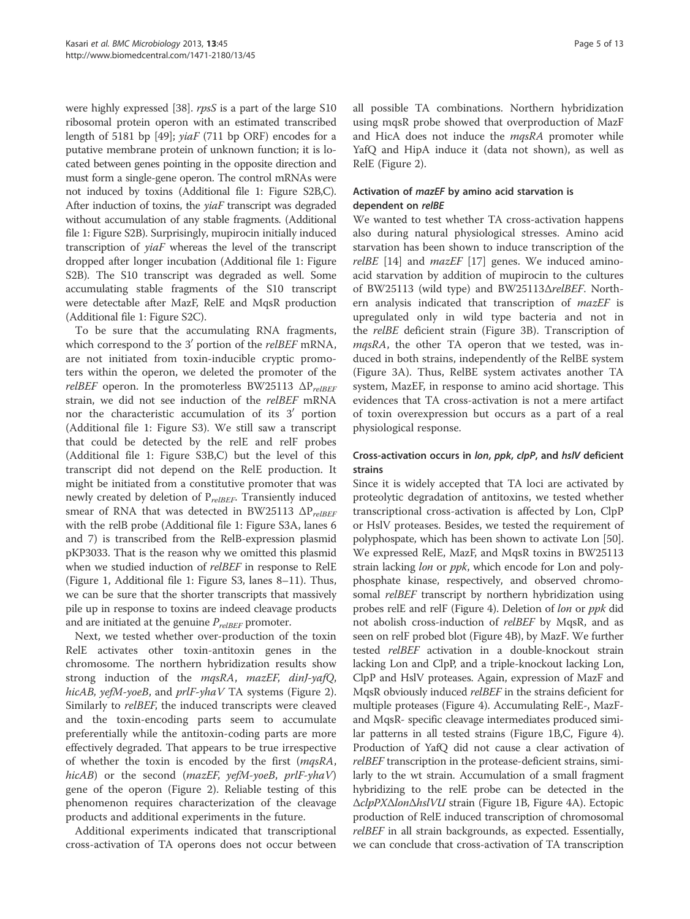were highly expressed [38]. *rpsS* is a part of the large S10 ribosomal protein operon with an estimated transcribed length of 5181 bp [49]; *yiaF* (711 bp ORF) encodes for a putative membrane protein of unknown function; it is located between genes pointing in the opposite direction and must form a single-gene operon. The control mRNAs were not induced by toxins (Additional file 1: Figure S2B,C). After induction of toxins, the *yiaF* transcript was degraded without accumulation of any stable fragments. (Additional file 1: Figure S2B). Surprisingly, mupirocin initially induced transcription of *yiaF* whereas the level of the transcript dropped after longer incubation (Additional file 1: Figure S2B). The S10 transcript was degraded as well. Some accumulating stable fragments of the S10 transcript were detectable after MazF, RelE and MqsR production (Additional file 1: Figure S2C).

To be sure that the accumulating RNA fragments, which correspond to the 3′ portion of the *relBEF* mRNA, are not initiated from toxin-inducible cryptic promoters within the operon, we deleted the promoter of the *relBEF* operon. In the promoterless BW25113 $\Delta P_{relBEF}$ strain, we did not see induction of the *relBEF* mRNA nor the characteristic accumulation of its 3′ portion (Additional file 1: Figure S3). We still saw a transcript that could be detected by the relE and relF probes (Additional file 1: Figure S3B,C) but the level of this transcript did not depend on the RelE production. It might be initiated from a constitutive promoter that was newly created by deletion of $P_{relBEF}$. Transiently induced smear of RNA that was detected in BW25113 $\Delta P_{relBEF}$ with the relB probe (Additional file 1: Figure S3A, lanes 6 and 7) is transcribed from the RelB-expression plasmid pKP3033. That is the reason why we omitted this plasmid when we studied induction of *relBEF* in response to RelE (Figure 1, Additional file 1: Figure S3, lanes 8–11). Thus, we can be sure that the shorter transcripts that massively pile up in response to toxins are indeed cleavage products and are initiated at the genuine $P_{relBEF}$ promoter.

Next, we tested whether over-production of the toxin RelE activates other toxin-antitoxin genes in the chromosome. The northern hybridization results show strong induction of the *mqsRA*, *mazEF*, *dinJ-yafQ*, *hicAB*, *yefM-yoeB*, and *prlF-yhaV* TA systems (Figure 2). Similarly to *relBEF*, the induced transcripts were cleaved and the toxin-encoding parts seem to accumulate preferentially while the antitoxin-coding parts are more effectively degraded. That appears to be true irrespective of whether the toxin is encoded by the first (*mqsRA*, *hicAB*) or the second (*mazEF*, *yefM-yoeB*, *prlF-yhaV*) gene of the operon (Figure 2). Reliable testing of this phenomenon requires characterization of the cleavage products and additional experiments in the future.

Additional experiments indicated that transcriptional cross-activation of TA operons does not occur between all possible TA combinations. Northern hybridization using mqsR probe showed that overproduction of MazF and HicA does not induce the *mqsRA* promoter while YafQ and HipA induce it (data not shown), as well as RelE (Figure 2).

### Activation of *mazEF* by amino acid starvation is dependent on *relBE*

We wanted to test whether TA cross-activation happens also during natural physiological stresses. Amino acid starvation has been shown to induce transcription of the *relBE* [14] and *mazEF* [17] genes. We induced amino-acid starvation by addition of mupirocin to the cultures of BW25113 (wild type) and BW25113Δ*relBEF*. Northern analysis indicated that transcription of *mazEF* is upregulated only in wild type bacteria and not in the *relBE* deficient strain (Figure 3B). Transcription of *mqsRA*, the other TA operon that we tested, was induced in both strains, independently of the RelBE system (Figure 3A). Thus, RelBE system activates another TA system, MazEF, in response to amino acid shortage. This evidences that TA cross-activation is not a mere artifact of toxin overexpression but occurs as a part of a real physiological response.

### Cross-activation occurs in *lon*, *ppk*, *clpP*, and *hslV* deficient strains

Since it is widely accepted that TA loci are activated by proteolytic degradation of antitoxins, we tested whether transcriptional cross-activation is affected by Lon, ClpP or HslV proteases. Besides, we tested the requirement of polyphospate, which has been shown to activate Lon [50]. We expressed RelE, MazF, and MqsR toxins in BW25113 strain lacking *lon* or *ppk*, which encode for Lon and polyphosphate kinase, respectively, and observed chromosomal *relBEF* transcript by northern hybridization using probes relE and relF (Figure 4). Deletion of *lon* or *ppk* did not abolish cross-induction of *relBEF* by MqsR, and as seen on relF probed blot (Figure 4B), by MazF. We further tested *relBEF* activation in a double-knockout strain lacking Lon and ClpP, and a triple-knockout lacking Lon, ClpP and HslV proteases. Again, expression of MazF and MqsR obviously induced *relBEF* in the strains deficient for multiple proteases (Figure 4). Accumulating RelE-, MazF- and MqsR- specific cleavage intermediates produced similar patterns in all tested strains (Figure 1B,C, Figure 4). Production of YafQ did not cause a clear activation of *relBEF* transcription in the protease-deficient strains, similarly to the wt strain. Accumulation of a small fragment hybridizing to the relE probe can be detected in the Δ*clpPX*Δ*lon*Δ*hslVU* strain (Figure 1B, Figure 4A). Ectopic production of RelE induced transcription of chromosomal *relBEF* in all strain backgrounds, as expected. Essentially, we can conclude that cross-activation of TA transcription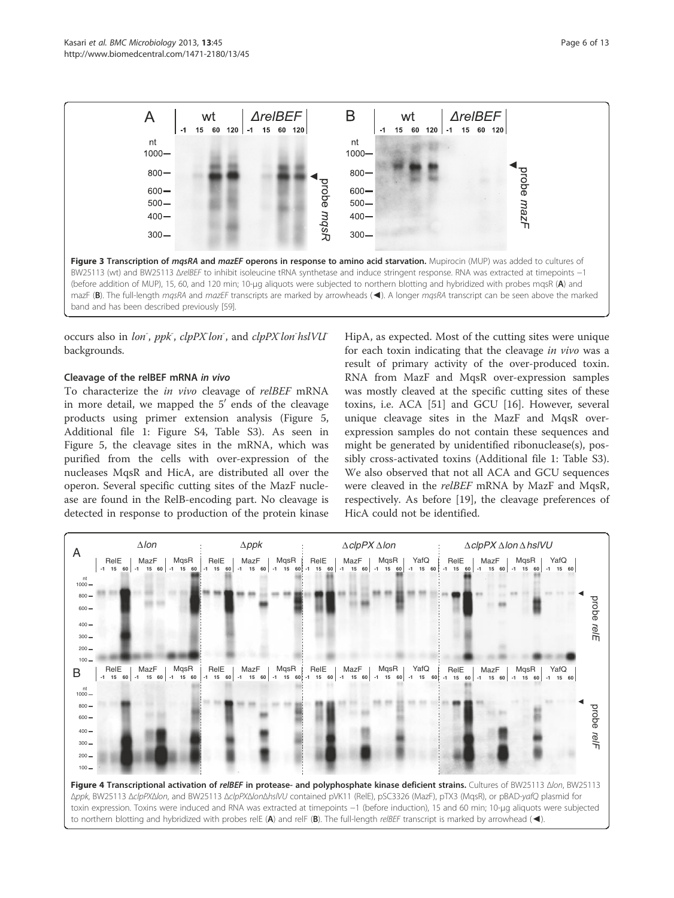**Figure 3 Transcription of *mqsRA* and *mazEF* operons in response to amino acid starvation.** Mupirocin (MUP) was added to cultures of BW25113 (wt) and BW25113 Δ*relBEF* to inhibit isoleucine tRNA synthetase and induce stringent response. RNA was extracted at timepoints −1 (before addition of MUP), 15, 60, and 120 min; 10-μg aliquots were subjected to northern blotting and hybridized with probes mqsR (**A**) and mazF (**B**). The full-length *mqsRA* and *mazEF* transcripts are marked by arrowheads (◀). A longer *mqsRA* transcript can be seen above the marked band and has been described previously [59].

occurs also in *lon*⁻, *ppk*⁻, *clpPX*⁻*lon*⁻, and *clpPX*⁻*lon*⁻*hslVU*⁻ backgrounds.

### Cleavage of the relBEF mRNA *in vivo*

To characterize the *in vivo* cleavage of *relBEF* mRNA in more detail, we mapped the 5′ ends of the cleavage products using primer extension analysis (Figure 5, Additional file 1: Figure S4, Table S3). As seen in Figure 5, the cleavage sites in the mRNA, which was purified from the cells with over-expression of the nucleases MqsR and HicA, are distributed all over the operon. Several specific cutting sites of the MazF nuclease are found in the RelB-encoding part. No cleavage is detected in response to production of the protein kinase HipA, as expected. Most of the cutting sites were unique for each toxin indicating that the cleavage *in vivo* was a result of primary activity of the over-produced toxin. RNA from MazF and MqsR over-expression samples was mostly cleaved at the specific cutting sites of these toxins, i.e. ACA [51] and GCU [16]. However, several unique cleavage sites in the MazF and MqsR over-expression samples do not contain these sequences and might be generated by unidentified ribonuclease(s), possibly cross-activated toxins (Additional file 1: Table S3). We also observed that not all ACA and GCU sequences were cleaved in the *relBEF* mRNA by MazF and MqsR, respectively. As before [19], the cleavage preferences of HicA could not be identified.

**Figure 4 Transcriptional activation of *relBEF* in protease- and polyphosphate kinase deficient strains.** Cultures of BW25113 Δ*lon*, BW25113 Δ*ppk*, BW25113 Δ*clpPX*Δ*lon*, and BW25113 Δ*clpPX*Δ*lon*Δ*hslVU* contained pVK11 (RelE), pSC3326 (MazF), pTX3 (MqsR), or pBAD-*yafQ* plasmid for toxin expression. Toxins were induced and RNA was extracted at timepoints −1 (before induction), 15 and 60 min; 10-μg aliquots were subjected to northern blotting and hybridized with probes relE (**A**) and relF (**B**). The full-length *relBEF* transcript is marked by arrowhead (◀).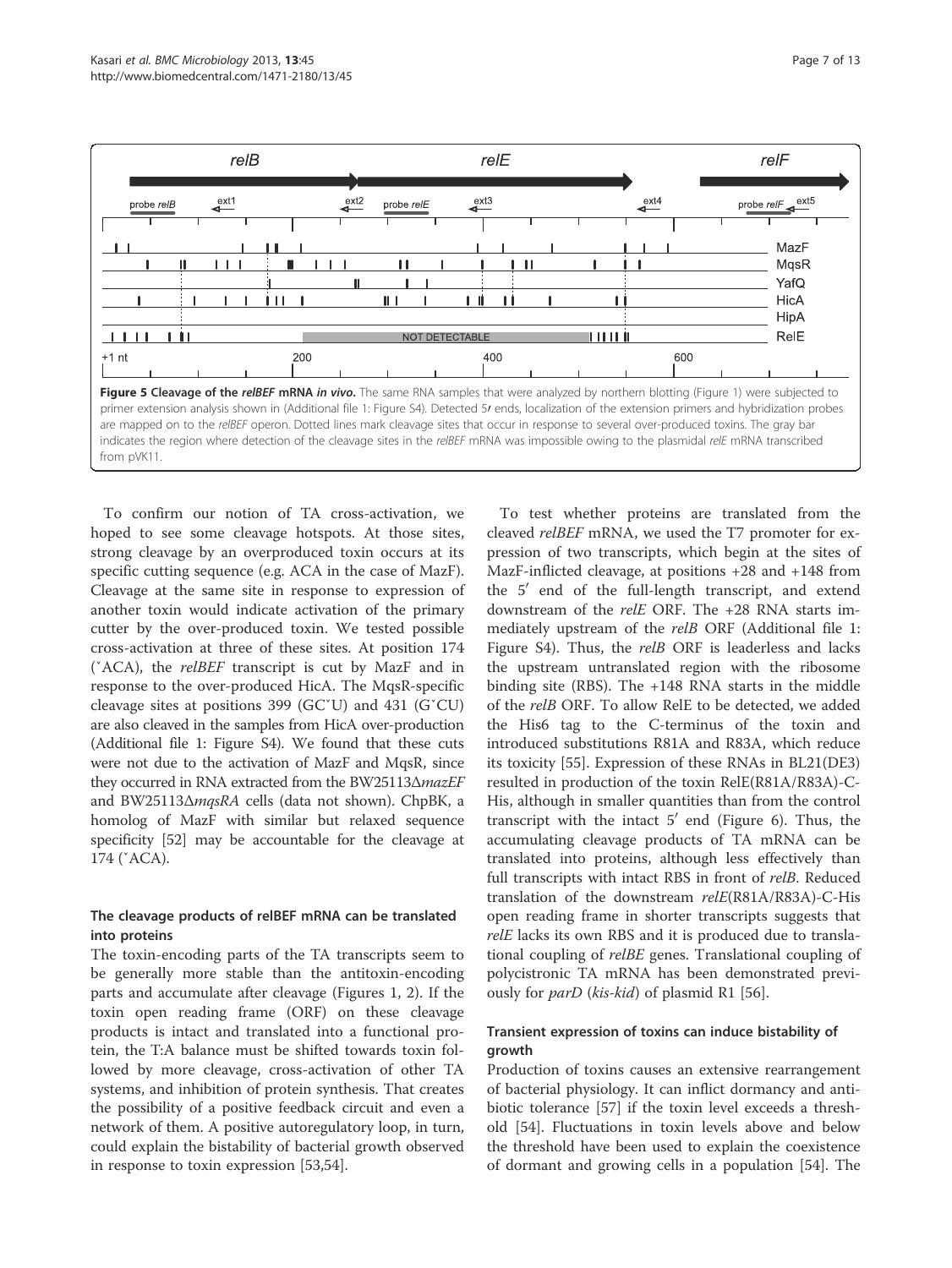**Figure 5 Cleavage of the *relBEF* mRNA *in vivo*.** The same RNA samples that were analyzed by northern blotting (Figure 1) were subjected to primer extension analysis shown in (Additional file 1: Figure S4). Detected 5′ ends, localization of the extension primers and hybridization probes are mapped on to the *relBEF* operon. Dotted lines mark cleavage sites that occur in response to several over-produced toxins. The gray bar indicates the region where detection of the cleavage sites in the *relBEF* mRNA was impossible owing to the plasmidal *relE* mRNA transcribed from pVK11.

To confirm our notion of TA cross-activation, we hoped to see some cleavage hotspots. At those sites, strong cleavage by an overproduced toxin occurs at its specific cutting sequence (e.g. ACA in the case of MazF). Cleavage at the same site in response to expression of another toxin would indicate activation of the primary cutter by the over-produced toxin. We tested possible cross-activation at three of these sites. At position 174 (˅ACA), the *relBEF* transcript is cut by MazF and in response to the over-produced HicA. The MqsR-specific cleavage sites at positions 399 (GC˅U) and 431 (G˅CU) are also cleaved in the samples from HicA over-production (Additional file 1: Figure S4). We found that these cuts were not due to the activation of MazF and MqsR, since they occurred in RNA extracted from the BW25113Δ*mazEF* and BW25113Δ*mqsRA* cells (data not shown). ChpBK, a homolog of MazF with similar but relaxed sequence specificity [52] may be accountable for the cleavage at 174 (˅ACA).

## The cleavage products of relBEF mRNA can be translated into proteins

The toxin-encoding parts of the TA transcripts seem to be generally more stable than the antitoxin-encoding parts and accumulate after cleavage (Figures 1, 2). If the toxin open reading frame (ORF) on these cleavage products is intact and translated into a functional protein, the T:A balance must be shifted towards toxin followed by more cleavage, cross-activation of other TA systems, and inhibition of protein synthesis. That creates the possibility of a positive feedback circuit and even a network of them. A positive autoregulatory loop, in turn, could explain the bistability of bacterial growth observed in response to toxin expression [53,54].

To test whether proteins are translated from the cleaved *relBEF* mRNA, we used the T7 promoter for expression of two transcripts, which begin at the sites of MazF-inflicted cleavage, at positions +28 and +148 from the 5′ end of the full-length transcript, and extend downstream of the *relE* ORF. The +28 RNA starts immediately upstream of the *relB* ORF (Additional file 1: Figure S4). Thus, the *relB* ORF is leaderless and lacks the upstream untranslated region with the ribosome binding site (RBS). The +148 RNA starts in the middle of the *relB* ORF. To allow RelE to be detected, we added the His6 tag to the C-terminus of the toxin and introduced substitutions R81A and R83A, which reduce its toxicity [55]. Expression of these RNAs in BL21(DE3) resulted in production of the toxin RelE(R81A/R83A)-C-His, although in smaller quantities than from the control transcript with the intact 5′ end (Figure 6). Thus, the accumulating cleavage products of TA mRNA can be translated into proteins, although less effectively than full transcripts with intact RBS in front of *relB*. Reduced translation of the downstream *relE*(R81A/R83A)-C-His open reading frame in shorter transcripts suggests that *relE* lacks its own RBS and it is produced due to translational coupling of *relBE* genes. Translational coupling of polycistronic TA mRNA has been demonstrated previously for *parD* (*kis-kid*) of plasmid R1 [56].

## Transient expression of toxins can induce bistability of growth

Production of toxins causes an extensive rearrangement of bacterial physiology. It can inflict dormancy and antibiotic tolerance [57] if the toxin level exceeds a threshold [54]. Fluctuations in toxin levels above and below the threshold have been used to explain the coexistence of dormant and growing cells in a population [54]. The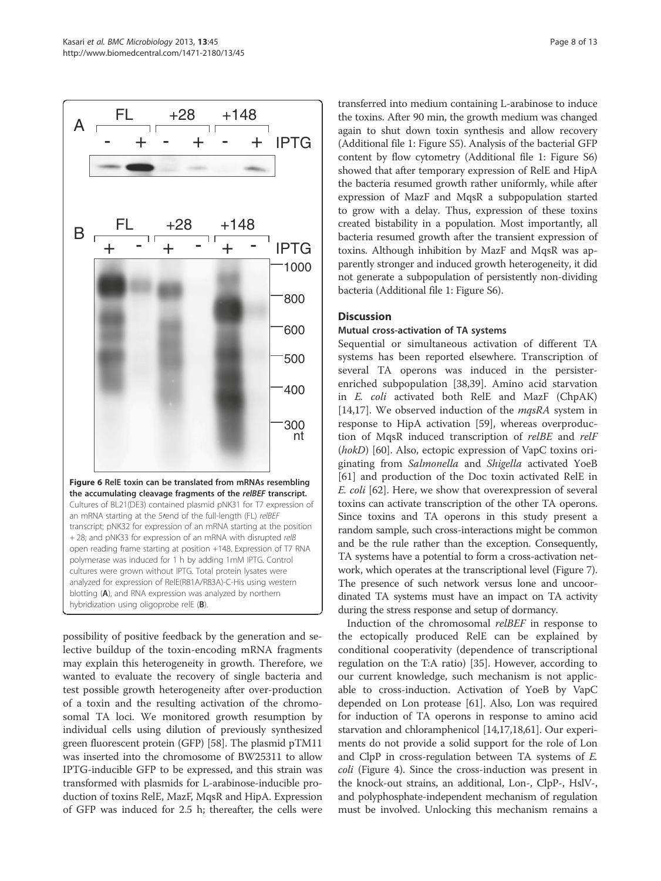**Figure 6 RelE toxin can be translated from mRNAs resembling the accumulating cleavage fragments of the *relBEF* transcript.** Cultures of BL21(DE3) contained plasmid pNK31 for T7 expression of an mRNA starting at the 5′end of the full-length (FL) *relBEF* transcript; pNK32 for expression of an mRNA starting at the position + 28; and pNK33 for expression of an mRNA with disrupted *relB* open reading frame starting at position +148. Expression of T7 RNA polymerase was induced for 1 h by adding 1mM IPTG. Control cultures were grown without IPTG. Total protein lysates were analyzed for expression of RelE(R81A/R83A)-C-His using western blotting (**A**), and RNA expression was analyzed by northern hybridization using oligoprobe relE (**B**).

possibility of positive feedback by the generation and selective buildup of the toxin-encoding mRNA fragments may explain this heterogeneity in growth. Therefore, we wanted to evaluate the recovery of single bacteria and test possible growth heterogeneity after over-production of a toxin and the resulting activation of the chromosomal TA loci. We monitored growth resumption by individual cells using dilution of previously synthesized green fluorescent protein (GFP) [58]. The plasmid pTM11 was inserted into the chromosome of BW25311 to allow IPTG-inducible GFP to be expressed, and this strain was transformed with plasmids for L-arabinose-inducible production of toxins RelE, MazF, MqsR and HipA. Expression of GFP was induced for 2.5 h; thereafter, the cells were transferred into medium containing L-arabinose to induce the toxins. After 90 min, the growth medium was changed again to shut down toxin synthesis and allow recovery (Additional file 1: Figure S5). Analysis of the bacterial GFP content by flow cytometry (Additional file 1: Figure S6) showed that after temporary expression of RelE and HipA the bacteria resumed growth rather uniformly, while after expression of MazF and MqsR a subpopulation started to grow with a delay. Thus, expression of these toxins created bistability in a population. Most importantly, all bacteria resumed growth after the transient expression of toxins. Although inhibition by MazF and MqsR was apparently stronger and induced growth heterogeneity, it did not generate a subpopulation of persistently non-dividing bacteria (Additional file 1: Figure S6).

## Discussion

### Mutual cross-activation of TA systems

Sequential or simultaneous activation of different TA systems has been reported elsewhere. Transcription of several TA operons was induced in the persister-enriched subpopulation [38,39]. Amino acid starvation in *E. coli* activated both RelE and MazF (ChpAK) [14,17]. We observed induction of the *mqsRA* system in response to HipA activation [59], whereas overproduction of MqsR induced transcription of *relBE* and *relF* (*hokD*) [60]. Also, ectopic expression of VapC toxins originating from *Salmonella* and *Shigella* activated YoeB [61] and production of the Doc toxin activated RelE in *E. coli* [62]. Here, we show that overexpression of several toxins can activate transcription of the other TA operons. Since toxins and TA operons in this study present a random sample, such cross-interactions might be common and be the rule rather than the exception. Consequently, TA systems have a potential to form a cross-activation network, which operates at the transcriptional level (Figure 7). The presence of such network versus lone and uncoordinated TA systems must have an impact on TA activity during the stress response and setup of dormancy.

Induction of the chromosomal *relBEF* in response to the ectopically produced RelE can be explained by conditional cooperativity (dependence of transcriptional regulation on the T:A ratio) [35]. However, according to our current knowledge, such mechanism is not applicable to cross-induction. Activation of YoeB by VapC depended on Lon protease [61]. Also, Lon was required for induction of TA operons in response to amino acid starvation and chloramphenicol [14,17,18,61]. Our experiments do not provide a solid support for the role of Lon and ClpP in cross-regulation between TA systems of *E. coli* (Figure 4). Since the cross-induction was present in the knock-out strains, an additional, Lon-, ClpP-, HslV-, and polyphosphate-independent mechanism of regulation must be involved. Unlocking this mechanism remains a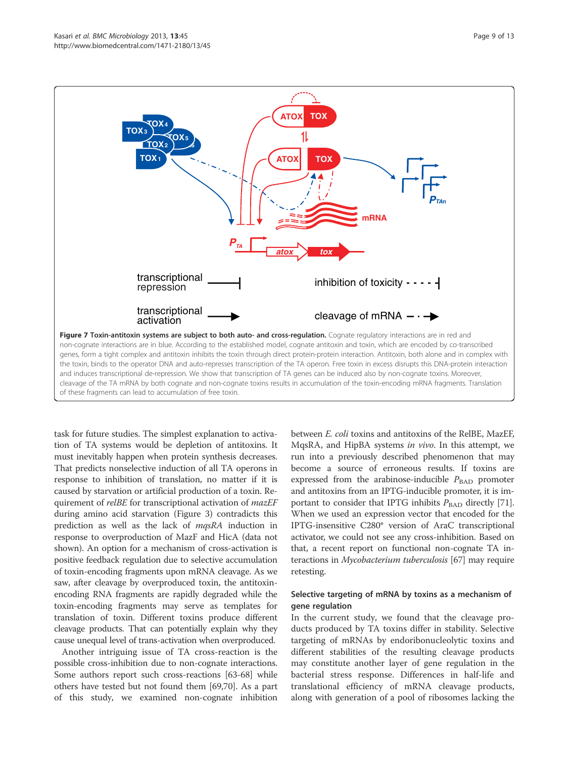**Figure 7 Toxin-antitoxin systems are subject to both auto- and cross-regulation.** Cognate regulatory interactions are in red and non-cognate interactions are in blue. According to the established model, cognate antitoxin and toxin, which are encoded by co-transcribed genes, form a tight complex and antitoxin inhibits the toxin through direct protein-protein interaction. Antitoxin, both alone and in complex with the toxin, binds to the operator DNA and auto-represses transcription of the TA operon. Free toxin in excess disrupts this DNA-protein interaction and induces transcriptional de-repression. We show that transcription of TA genes can be induced also by non-cognate toxins. Moreover, cleavage of the TA mRNA by both cognate and non-cognate toxins results in accumulation of the toxin-encoding mRNA fragments. Translation of these fragments can lead to accumulation of free toxin.

task for future studies. The simplest explanation to activation of TA systems would be depletion of antitoxins. It must inevitably happen when protein synthesis decreases. That predicts nonselective induction of all TA operons in response to inhibition of translation, no matter if it is caused by starvation or artificial production of a toxin. Requirement of *relBE* for transcriptional activation of *mazEF* during amino acid starvation (Figure 3) contradicts this prediction as well as the lack of *mqsRA* induction in response to overproduction of MazF and HicA (data not shown). An option for a mechanism of cross-activation is positive feedback regulation due to selective accumulation of toxin-encoding fragments upon mRNA cleavage. As we saw, after cleavage by overproduced toxin, the antitoxin-encoding RNA fragments are rapidly degraded while the toxin-encoding fragments may serve as templates for translation of toxin. Different toxins produce different cleavage products. That can potentially explain why they cause unequal level of trans-activation when overproduced.

Another intriguing issue of TA cross-reaction is the possible cross-inhibition due to non-cognate interactions. Some authors report such cross-reactions [63-68] while others have tested but not found them [69,70]. As a part of this study, we examined non-cognate inhibition between *E. coli* toxins and antitoxins of the RelBE, MazEF, MqsRA, and HipBA systems *in vivo*. In this attempt, we run into a previously described phenomenon that may become a source of erroneous results. If toxins are expressed from the arabinose-inducible $P_{BAD}$ promoter and antitoxins from an IPTG-inducible promoter, it is important to consider that IPTG inhibits $P_{BAD}$ directly [71]. When we used an expression vector that encoded for the IPTG-insensitive C280* version of AraC transcriptional activator, we could not see any cross-inhibition. Based on that, a recent report on functional non-cognate TA interactions in *Mycobacterium tuberculosis* [67] may require retesting.

### Selective targeting of mRNA by toxins as a mechanism of gene regulation

In the current study, we found that the cleavage products produced by TA toxins differ in stability. Selective targeting of mRNAs by endoribonucleolytic toxins and different stabilities of the resulting cleavage products may constitute another layer of gene regulation in the bacterial stress response. Differences in half-life and translational efficiency of mRNA cleavage products, along with generation of a pool of ribosomes lacking the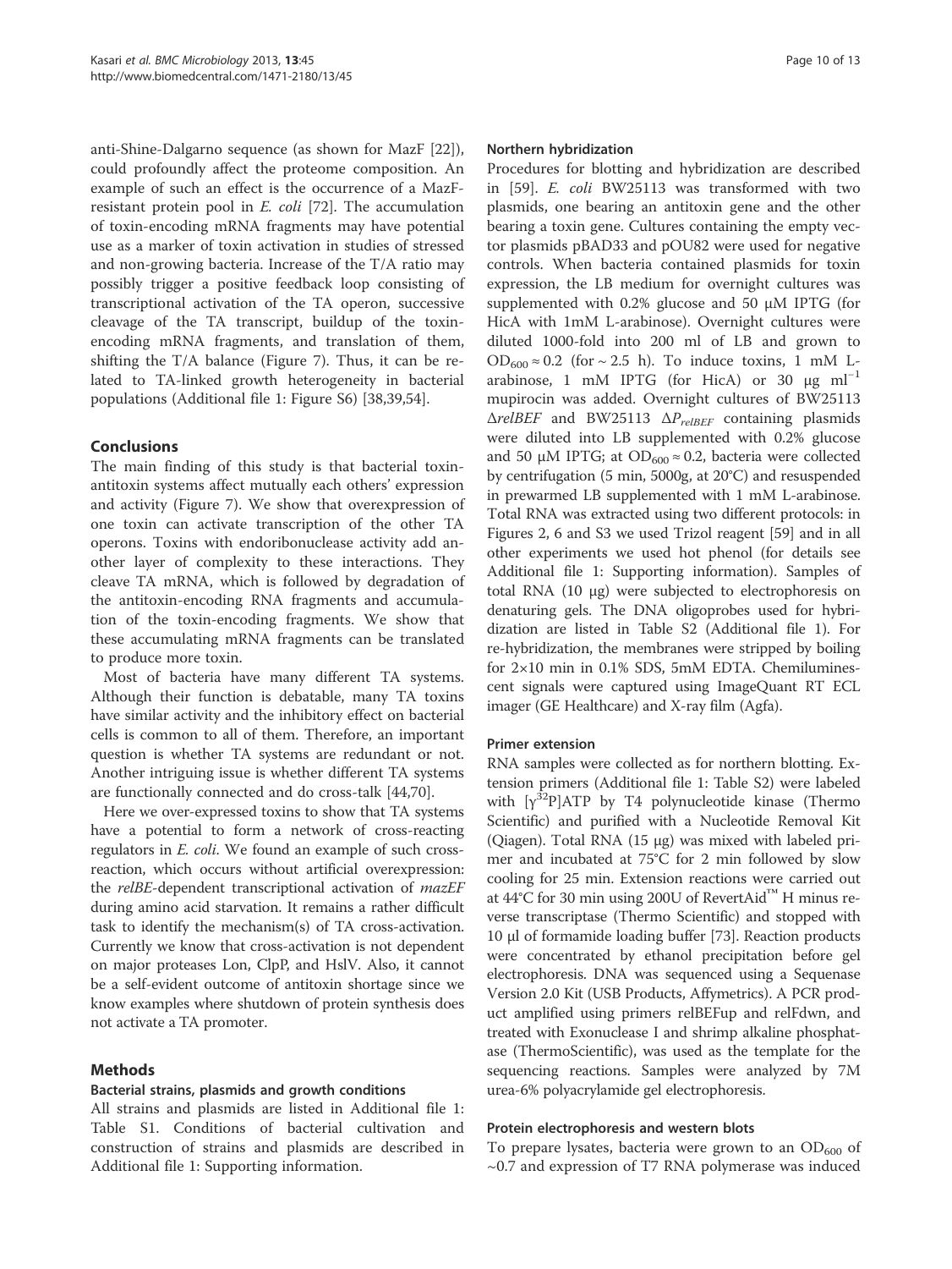anti-Shine-Dalgarno sequence (as shown for MazF [22]), could profoundly affect the proteome composition. An example of such an effect is the occurrence of a MazF-resistant protein pool in *E. coli* [72]. The accumulation of toxin-encoding mRNA fragments may have potential use as a marker of toxin activation in studies of stressed and non-growing bacteria. Increase of the T/A ratio may possibly trigger a positive feedback loop consisting of transcriptional activation of the TA operon, successive cleavage of the TA transcript, buildup of the toxin-encoding mRNA fragments, and translation of them, shifting the T/A balance (Figure 7). Thus, it can be related to TA-linked growth heterogeneity in bacterial populations (Additional file 1: Figure S6) [38,39,54].

## Conclusions

The main finding of this study is that bacterial toxin-antitoxin systems affect mutually each others' expression and activity (Figure 7). We show that overexpression of one toxin can activate transcription of the other TA operons. Toxins with endoribonuclease activity add another layer of complexity to these interactions. They cleave TA mRNA, which is followed by degradation of the antitoxin-encoding RNA fragments and accumulation of the toxin-encoding fragments. We show that these accumulating mRNA fragments can be translated to produce more toxin.

Most of bacteria have many different TA systems. Although their function is debatable, many TA toxins have similar activity and the inhibitory effect on bacterial cells is common to all of them. Therefore, an important question is whether TA systems are redundant or not. Another intriguing issue is whether different TA systems are functionally connected and do cross-talk [44,70].

Here we over-expressed toxins to show that TA systems have a potential to form a network of cross-reacting regulators in *E. coli*. We found an example of such cross-reaction, which occurs without artificial overexpression: the *relBE*-dependent transcriptional activation of *mazEF* during amino acid starvation. It remains a rather difficult task to identify the mechanism(s) of TA cross-activation. Currently we know that cross-activation is not dependent on major proteases Lon, ClpP, and HslV. Also, it cannot be a self-evident outcome of antitoxin shortage since we know examples where shutdown of protein synthesis does not activate a TA promoter.

## Methods

### Bacterial strains, plasmids and growth conditions

All strains and plasmids are listed in Additional file 1: Table S1. Conditions of bacterial cultivation and construction of strains and plasmids are described in Additional file 1: Supporting information.

### Northern hybridization

Procedures for blotting and hybridization are described in [59]. *E. coli* BW25113 was transformed with two plasmids, one bearing an antitoxin gene and the other bearing a toxin gene. Cultures containing the empty vector plasmids pBAD33 and pOU82 were used for negative controls. When bacteria contained plasmids for toxin expression, the LB medium for overnight cultures was supplemented with 0.2% glucose and 50 μM IPTG (for HicA with 1mM L-arabinose). Overnight cultures were diluted 1000-fold into 200 ml of LB and grown to $OD_{600} \approx 0.2$ (for ~ 2.5 h). To induce toxins, 1 mM L-arabinose, 1 mM IPTG (for HicA) or 30 μg $ml^{-1}$ mupirocin was added. Overnight cultures of BW25113 Δ*relBEF* and BW25113 Δ$P_{relBEF}$ containing plasmids were diluted into LB supplemented with 0.2% glucose and 50 μM IPTG; at $OD_{600} \approx 0.2$, bacteria were collected by centrifugation (5 min, 5000g, at 20°C) and resuspended in prewarmed LB supplemented with 1 mM L-arabinose. Total RNA was extracted using two different protocols: in Figures 2, 6 and S3 we used Trizol reagent [59] and in all other experiments we used hot phenol (for details see Additional file 1: Supporting information). Samples of total RNA (10 μg) were subjected to electrophoresis on denaturing gels. The DNA oligoprobes used for hybridization are listed in Table S2 (Additional file 1). For re-hybridization, the membranes were stripped by boiling for 2×10 min in 0.1% SDS, 5mM EDTA. Chemiluminescent signals were captured using ImageQuant RT ECL imager (GE Healthcare) and X-ray film (Agfa).

### Primer extension

RNA samples were collected as for northern blotting. Extension primers (Additional file 1: Table S2) were labeled with [$\gamma^{32}$P]ATP by T4 polynucleotide kinase (Thermo Scientific) and purified with a Nucleotide Removal Kit (Qiagen). Total RNA (15 μg) was mixed with labeled primer and incubated at 75°C for 2 min followed by slow cooling for 25 min. Extension reactions were carried out at 44°C for 30 min using 200U of RevertAid™ H minus reverse transcriptase (Thermo Scientific) and stopped with 10 μl of formamide loading buffer [73]. Reaction products were concentrated by ethanol precipitation before gel electrophoresis. DNA was sequenced using a Sequenase Version 2.0 Kit (USB Products, Affymetrics). A PCR product amplified using primers relBEFup and relFdwn, and treated with Exonuclease I and shrimp alkaline phosphatase (ThermoScientific), was used as the template for the sequencing reactions. Samples were analyzed by 7M urea-6% polyacrylamide gel electrophoresis.

### Protein electrophoresis and western blots

To prepare lysates, bacteria were grown to an $OD_{600}$ of ~0.7 and expression of T7 RNA polymerase was induced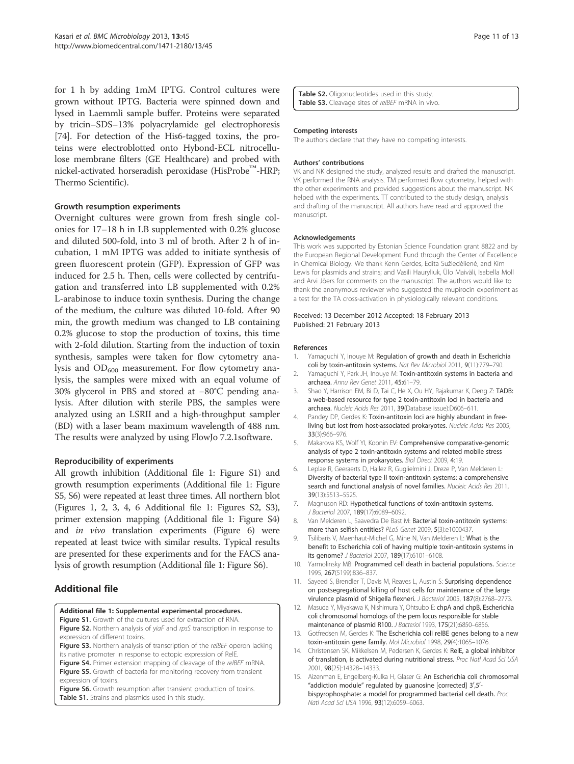for 1 h by adding 1mM IPTG. Control cultures were grown without IPTG. Bacteria were spinned down and lysed in Laemmli sample buffer. Proteins were separated by tricin–SDS–13% polyacrylamide gel electrophoresis [74]. For detection of the His6-tagged toxins, the proteins were electroblotted onto Hybond-ECL nitrocellulose membrane filters (GE Healthcare) and probed with nickel-activated horseradish peroxidase (HisProbe™-HRP; Thermo Scientific).

### Growth resumption experiments

Overnight cultures were grown from fresh single colonies for 17–18 h in LB supplemented with 0.2% glucose and diluted 500-fold, into 3 ml of broth. After 2 h of incubation, 1 mM IPTG was added to initiate synthesis of green fluorescent protein (GFP). Expression of GFP was induced for 2.5 h. Then, cells were collected by centrifugation and transferred into LB supplemented with 0.2% L-arabinose to induce toxin synthesis. During the change of the medium, the culture was diluted 10-fold. After 90 min, the growth medium was changed to LB containing 0.2% glucose to stop the production of toxins, this time with 2-fold dilution. Starting from the induction of toxin synthesis, samples were taken for flow cytometry analysis and $OD_{600}$ measurement. For flow cytometry analysis, the samples were mixed with an equal volume of 30% glycerol in PBS and stored at −80°C pending analysis. After dilution with sterile PBS, the samples were analyzed using an LSRII and a high-throughput sampler (BD) with a laser beam maximum wavelength of 488 nm. The results were analyzed by using FlowJo 7.2.1software.

### Reproducibility of experiments

All growth inhibition (Additional file 1: Figure S1) and growth resumption experiments (Additional file 1: Figure S5, S6) were repeated at least three times. All northern blot (Figures 1, 2, 3, 4, 6 Additional file 1: Figures S2, S3), primer extension mapping (Additional file 1: Figure S4) and *in vivo* translation experiments (Figure 6) were repeated at least twice with similar results. Typical results are presented for these experiments and for the FACS analysis of growth resumption (Additional file 1: Figure S6).

## Additional file

**Additional file 1: Supplemental experimental procedures.**
**Figure S1.** Growth of the cultures used for extraction of RNA.
**Figure S2.** Northern analysis of *yiaF* and *rpsS* transcription in response to expression of different toxins.
**Figure S3.** Northern analysis of transcription of the *relBEF* operon lacking its native promoter in response to ectopic expression of RelE.
**Figure S4.** Primer extension mapping of cleavage of the *relBEF* mRNA.
**Figure S5.** Growth of bacteria for monitoring recovery from transient expression of toxins.
**Figure S6.** Growth resumption after transient production of toxins.
**Table S1.** Strains and plasmids used in this study.
**Table S2.** Oligonucleotides used in this study.
**Table S3.** Cleavage sites of *relBEF* mRNA in vivo.

#### Competing interests

The authors declare that they have no competing interests.

#### Authors' contributions

VK and NK designed the study, analyzed results and drafted the manuscript. VK performed the RNA analysis. TM performed flow cytometry, helped with the other experiments and provided suggestions about the manuscript. NK helped with the experiments. TT contributed to the study design, analysis and drafting of the manuscript. All authors have read and approved the manuscript.

#### Acknowledgements

This work was supported by Estonian Science Foundation grant 8822 and by the European Regional Development Fund through the Center of Excellence in Chemical Biology. We thank Kenn Gerdes, Edita Sužiedėlienė, and Kim Lewis for plasmids and strains; and Vasili Hauryliuk, Ülo Maiväli, Isabella Moll and Arvi Jõers for comments on the manuscript. The authors would like to thank the anonymous reviewer who suggested the mupirocin experiment as a test for the TA cross-activation in physiologically relevant conditions.

Received: 13 December 2012 Accepted: 18 February 2013
Published: 21 February 2013

#### References

1. Yamaguchi Y, Inouye M: **Regulation of growth and death in Escherichia coli by toxin-antitoxin systems.** *Nat Rev Microbiol* 2011, **9**(11):779–790.
2. Yamaguchi Y, Park JH, Inouye M: **Toxin-antitoxin systems in bacteria and archaea.** *Annu Rev Genet* 2011, **45**:61–79.
3. Shao Y, Harrison EM, Bi D, Tai C, He X, Ou HY, Rajakumar K, Deng Z: **TADB: a web-based resource for type 2 toxin-antitoxin loci in bacteria and archaea.** *Nucleic Acids Res* 2011, **39**(Database issue):D606–611.
4. Pandey DP, Gerdes K: **Toxin-antitoxin loci are highly abundant in free-living but lost from host-associated prokaryotes.** *Nucleic Acids Res* 2005, **33**(3):966–976.
5. Makarova KS, Wolf YI, Koonin EV: **Comprehensive comparative-genomic analysis of type 2 toxin-antitoxin systems and related mobile stress response systems in prokaryotes.** *Biol Direct* 2009, **4**:19.
6. Leplae R, Geeraerts D, Hallez R, Guglielmini J, Dreze P, Van Melderen L: **Diversity of bacterial type II toxin-antitoxin systems: a comprehensive search and functional analysis of novel families.** *Nucleic Acids Res* 2011, **39**(13):5513–5525.
7. Magnuson RD: **Hypothetical functions of toxin-antitoxin systems.** *J Bacteriol* 2007, **189**(17):6089–6092.
8. Van Melderen L, Saavedra De Bast M: **Bacterial toxin-antitoxin systems: more than selfish entities?** *PLoS Genet* 2009, **5**(3):e1000437.
9. Tsilibaris V, Maenhaut-Michel G, Mine N, Van Melderen L: **What is the benefit to Escherichia coli of having multiple toxin-antitoxin systems in its genome?** *J Bacteriol* 2007, **189**(17):6101–6108.
10. Yarmolinsky MB: **Programmed cell death in bacterial populations.** *Science* 1995, **267**(5199):836–837.
11. Sayeed S, Brendler T, Davis M, Reaves L, Austin S: **Surprising dependence on postsegregational killing of host cells for maintenance of the large virulence plasmid of Shigella flexneri.** *J Bacteriol* 2005, **187**(8):2768–2773.
12. Masuda Y, Miyakawa K, Nishimura Y, Ohtsubo E: **chpA and chpB, Escherichia coli chromosomal homologs of the pem locus responsible for stable maintenance of plasmid R100.** *J Bacteriol* 1993, **175**(21):6850–6856.
13. Gotfredsen M, Gerdes K: **The Escherichia coli relBE genes belong to a new toxin-antitoxin gene family.** *Mol Microbiol* 1998, **29**(4):1065–1076.
14. Christensen SK, Mikkelsen M, Pedersen K, Gerdes K: **RelE, a global inhibitor of translation, is activated during nutritional stress.** *Proc Natl Acad Sci USA* 2001, **98**(25):14328–14333.
15. Aizenman E, Engelberg-Kulka H, Glaser G: **An Escherichia coli chromosomal "addiction module" regulated by guanosine [corrected] 3',5'-bispyrophosphate: a model for programmed bacterial cell death.** *Proc Natl Acad Sci USA* 1996, **93**(12):6059–6063.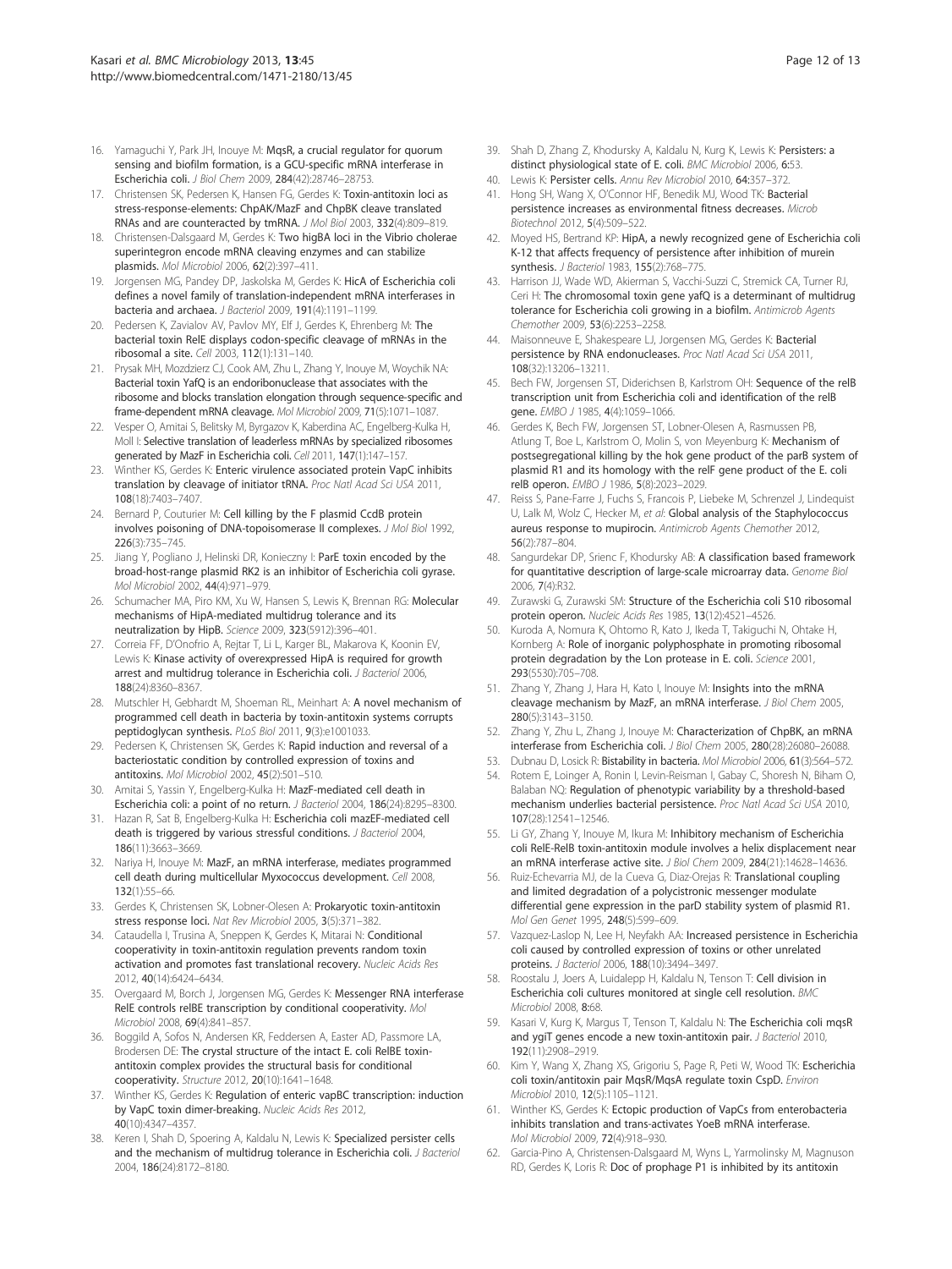16. Yamaguchi Y, Park JH, Inouye M: **MqsR, a crucial regulator for quorum sensing and biofilm formation, is a GCU-specific mRNA interferase in Escherichia coli.** *J Biol Chem* 2009, **284**(42):28746–28753.
17. Christensen SK, Pedersen K, Hansen FG, Gerdes K: **Toxin-antitoxin loci as stress-response-elements: ChpAK/MazF and ChpBK cleave translated RNAs and are counteracted by tmRNA.** *J Mol Biol* 2003, **332**(4):809–819.
18. Christensen-Dalsgaard M, Gerdes K: **Two higBA loci in the Vibrio cholerae superintegron encode mRNA cleaving enzymes and can stabilize plasmids.** *Mol Microbiol* 2006, **62**(2):397–411.
19. Jorgensen MG, Pandey DP, Jaskolska M, Gerdes K: **HicA of Escherichia coli defines a novel family of translation-independent mRNA interferases in bacteria and archaea.** *J Bacteriol* 2009, **191**(4):1191–1199.
20. Pedersen K, Zavialov AV, Pavlov MY, Elf J, Gerdes K, Ehrenberg M: **The bacterial toxin RelE displays codon-specific cleavage of mRNAs in the ribosomal a site.** *Cell* 2003, **112**(1):131–140.
21. Prysak MH, Mozdzierz CJ, Cook AM, Zhu L, Zhang Y, Inouye M, Woychik NA: **Bacterial toxin YafQ is an endoribonuclease that associates with the ribosome and blocks translation elongation through sequence-specific and frame-dependent mRNA cleavage.** *Mol Microbiol* 2009, **71**(5):1071–1087.
22. Vesper O, Amitai S, Belitsky M, Byrgazov K, Kaberdina AC, Engelberg-Kulka H, Moll I: **Selective translation of leaderless mRNAs by specialized ribosomes generated by MazF in Escherichia coli.** *Cell* 2011, **147**(1):147–157.
23. Winther KS, Gerdes K: **Enteric virulence associated protein VapC inhibits translation by cleavage of initiator tRNA.** *Proc Natl Acad Sci USA* 2011, **108**(18):7403–7407.
24. Bernard P, Couturier M: **Cell killing by the F plasmid CcdB protein involves poisoning of DNA-topoisomerase II complexes.** *J Mol Biol* 1992, **226**(3):735–745.
25. Jiang Y, Pogliano J, Helinski DR, Konieczny I: **ParE toxin encoded by the broad-host-range plasmid RK2 is an inhibitor of Escherichia coli gyrase.** *Mol Microbiol* 2002, **44**(4):971–979.
26. Schumacher MA, Piro KM, Xu W, Hansen S, Lewis K, Brennan RG: **Molecular mechanisms of HipA-mediated multidrug tolerance and its neutralization by HipB.** *Science* 2009, **323**(5912):396–401.
27. Correia FF, D'Onofrio A, Rejtar T, Li L, Karger BL, Makarova K, Koonin EV, Lewis K: **Kinase activity of overexpressed HipA is required for growth arrest and multidrug tolerance in Escherichia coli.** *J Bacteriol* 2006, **188**(24):8360–8367.
28. Mutschler H, Gebhardt M, Shoeman RL, Meinhart A: **A novel mechanism of programmed cell death in bacteria by toxin-antitoxin systems corrupts peptidoglycan synthesis.** *PLoS Biol* 2011, **9**(3):e1001033.
29. Pedersen K, Christensen SK, Gerdes K: **Rapid induction and reversal of a bacteriostatic condition by controlled expression of toxins and antitoxins.** *Mol Microbiol* 2002, **45**(2):501–510.
30. Amitai S, Yassin Y, Engelberg-Kulka H: **MazF-mediated cell death in Escherichia coli: a point of no return.** *J Bacteriol* 2004, **186**(24):8295–8300.
31. Hazan R, Sat B, Engelberg-Kulka H: **Escherichia coli mazEF-mediated cell death is triggered by various stressful conditions.** *J Bacteriol* 2004, **186**(11):3663–3669.
32. Nariya H, Inouye M: **MazF, an mRNA interferase, mediates programmed cell death during multicellular Myxococcus development.** *Cell* 2008, **132**(1):55–66.
33. Gerdes K, Christensen SK, Lobner-Olesen A: **Prokaryotic toxin-antitoxin stress response loci.** *Nat Rev Microbiol* 2005, **3**(5):371–382.
34. Cataudella I, Trusina A, Sneppen K, Gerdes K, Mitarai N: **Conditional cooperativity in toxin-antitoxin regulation prevents random toxin activation and promotes fast translational recovery.** *Nucleic Acids Res* 2012, **40**(14):6424–6434.
35. Overgaard M, Borch J, Jorgensen MG, Gerdes K: **Messenger RNA interferase RelE controls relBE transcription by conditional cooperativity.** *Mol Microbiol* 2008, **69**(4):841–857.
36. Boggild A, Sofos N, Andersen KR, Feddersen A, Easter AD, Passmore LA, Brodersen DE: **The crystal structure of the intact E. coli RelBE toxin-antitoxin complex provides the structural basis for conditional cooperativity.** *Structure* 2012, **20**(10):1641–1648.
37. Winther KS, Gerdes K: **Regulation of enteric vapBC transcription: induction by VapC toxin dimer-breaking.** *Nucleic Acids Res* 2012, **40**(10):4347–4357.
38. Keren I, Shah D, Spoering A, Kaldalu N, Lewis K: **Specialized persister cells and the mechanism of multidrug tolerance in Escherichia coli.** *J Bacteriol* 2004, **186**(24):8172–8180.
39. Shah D, Zhang Z, Khodursky A, Kaldalu N, Kurg K, Lewis K: **Persisters: a distinct physiological state of E. coli.** *BMC Microbiol* 2006, **6:**53.
40. Lewis K: **Persister cells.** *Annu Rev Microbiol* 2010, **64:**357–372.
41. Hong SH, Wang X, O'Connor HF, Benedik MJ, Wood TK: **Bacterial persistence increases as environmental fitness decreases.** *Microb Biotechnol* 2012, **5**(4):509–522.
42. Moyed HS, Bertrand KP: **HipA, a newly recognized gene of Escherichia coli K-12 that affects frequency of persistence after inhibition of murein synthesis.** *J Bacteriol* 1983, **155**(2):768–775.
43. Harrison JJ, Wade WD, Akierman S, Vacchi-Suzzi C, Stremick CA, Turner RJ, Ceri H: **The chromosomal toxin gene yafQ is a determinant of multidrug tolerance for Escherichia coli growing in a biofilm.** *Antimicrob Agents Chemother* 2009, **53**(6):2253–2258.
44. Maisonneuve E, Shakespeare LJ, Jorgensen MG, Gerdes K: **Bacterial persistence by RNA endonucleases.** *Proc Natl Acad Sci USA* 2011, **108**(32):13206–13211.
45. Bech FW, Jorgensen ST, Diderichsen B, Karlstrom OH: **Sequence of the relB transcription unit from Escherichia coli and identification of the relB gene.** *EMBO J* 1985, **4**(4):1059–1066.
46. Gerdes K, Bech FW, Jorgensen ST, Lobner-Olesen A, Rasmussen PB, Atlung T, Boe L, Karlstrom O, Molin S, von Meyenburg K: **Mechanism of postsegregational killing by the hok gene product of the parB system of plasmid R1 and its homology with the relF gene product of the E. coli relB operon.** *EMBO J* 1986, **5**(8):2023–2029.
47. Reiss S, Pane-Farre J, Fuchs S, Francois P, Liebeke M, Schrenzel J, Lindequist U, Lalk M, Wolz C, Hecker M, *et al*: **Global analysis of the Staphylococcus aureus response to mupirocin.** *Antimicrob Agents Chemother* 2012, **56**(2):787–804.
48. Sangurdekar DP, Srienc F, Khodursky AB: **A classification based framework for quantitative description of large-scale microarray data.** *Genome Biol* 2006, **7**(4):R32.
49. Zurawski G, Zurawski SM: **Structure of the Escherichia coli S10 ribosomal protein operon.** *Nucleic Acids Res* 1985, **13**(12):4521–4526.
50. Kuroda A, Nomura K, Ohtomo R, Kato J, Ikeda T, Takiguchi N, Ohtake H, Kornberg A: **Role of inorganic polyphosphate in promoting ribosomal protein degradation by the Lon protease in E. coli.** *Science* 2001, **293**(5530):705–708.
51. Zhang Y, Zhang J, Hara H, Kato I, Inouye M: **Insights into the mRNA cleavage mechanism by MazF, an mRNA interferase.** *J Biol Chem* 2005, **280**(5):3143–3150.
52. Zhang Y, Zhu L, Zhang J, Inouye M: **Characterization of ChpBK, an mRNA interferase from Escherichia coli.** *J Biol Chem* 2005, **280**(28):26080–26088.
53. Dubnau D, Losick R: **Bistability in bacteria.** *Mol Microbiol* 2006, **61**(3):564–572.
54. Rotem E, Loinger A, Ronin I, Levin-Reisman I, Gabay C, Shoresh N, Biham O, Balaban NQ: **Regulation of phenotypic variability by a threshold-based mechanism underlies bacterial persistence.** *Proc Natl Acad Sci USA* 2010, **107**(28):12541–12546.
55. Li GY, Zhang Y, Inouye M, Ikura M: **Inhibitory mechanism of Escherichia coli RelE-RelB toxin-antitoxin module involves a helix displacement near an mRNA interferase active site.** *J Biol Chem* 2009, **284**(21):14628–14636.
56. Ruiz-Echevarria MJ, de la Cueva G, Diaz-Orejas R: **Translational coupling and limited degradation of a polycistronic messenger modulate differential gene expression in the parD stability system of plasmid R1.** *Mol Gen Genet* 1995, **248**(5):599–609.
57. Vazquez-Laslop N, Lee H, Neyfakh AA: **Increased persistence in Escherichia coli caused by controlled expression of toxins or other unrelated proteins.** *J Bacteriol* 2006, **188**(10):3494–3497.
58. Roostalu J, Joers A, Luidalepp H, Kaldalu N, Tenson T: **Cell division in Escherichia coli cultures monitored at single cell resolution.** *BMC Microbiol* 2008, **8:**68.
59. Kasari V, Kurg K, Margus T, Tenson T, Kaldalu N: **The Escherichia coli mqsR and ygiT genes encode a new toxin-antitoxin pair.** *J Bacteriol* 2010, **192**(11):2908–2919.
60. Kim Y, Wang X, Zhang XS, Grigoriu S, Page R, Peti W, Wood TK: **Escherichia coli toxin/antitoxin pair MqsR/MqsA regulate toxin CspD.** *Environ Microbiol* 2010, **12**(5):1105–1121.
61. Winther KS, Gerdes K: **Ectopic production of VapCs from enterobacteria inhibits translation and trans-activates YoeB mRNA interferase.** *Mol Microbiol* 2009, **72**(4):918–930.
62. Garcia-Pino A, Christensen-Dalsgaard M, Wyns L, Yarmolinsky M, Magnuson RD, Gerdes K, Loris R: **Doc of prophage P1 is inhibited by its antitoxin**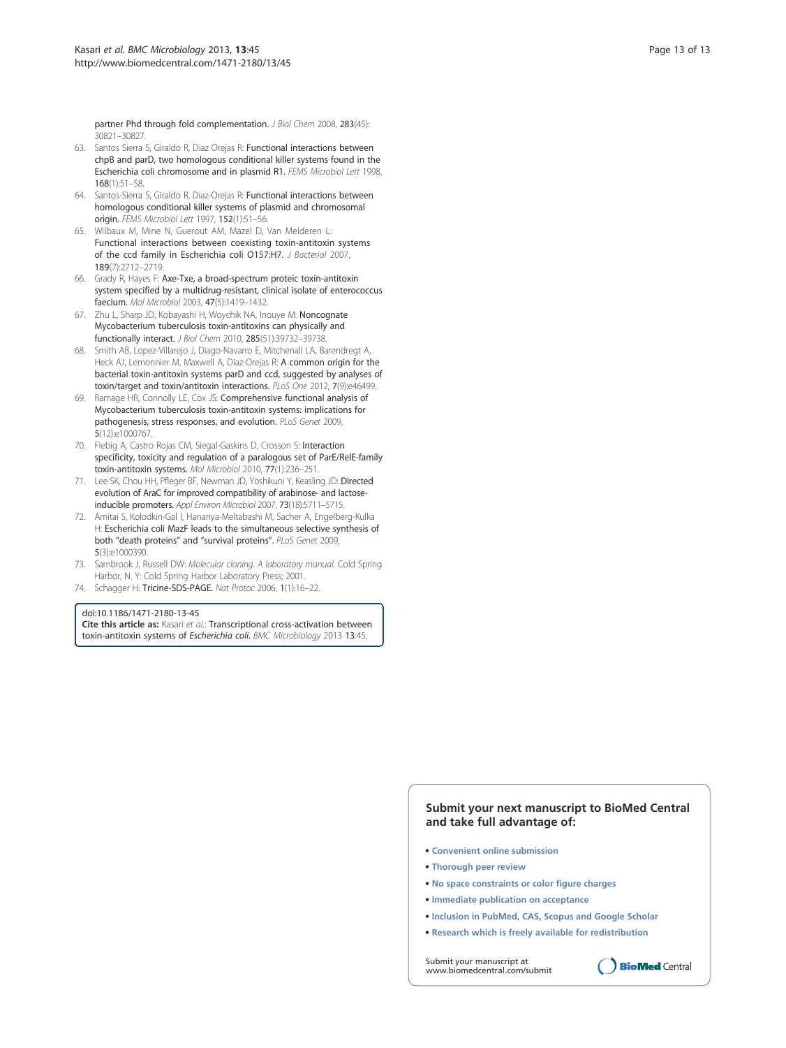partner Phd through fold complementation. *J Biol Chem* 2008, **283**(45):30821–30827.

63. Santos Sierra S, Giraldo R, Diaz Orejas R: **Functional interactions between chpB and parD, two homologous conditional killer systems found in the Escherichia coli chromosome and in plasmid R1.** *FEMS Microbiol Lett* 1998, **168**(1):51–58.
64. Santos-Sierra S, Giraldo R, Diaz-Orejas R: **Functional interactions between homologous conditional killer systems of plasmid and chromosomal origin.** *FEMS Microbiol Lett* 1997, **152**(1):51–56.
65. Wilbaux M, Mine N, Guerout AM, Mazel D, Van Melderen L: **Functional interactions between coexisting toxin-antitoxin systems of the ccd family in Escherichia coli O157:H7.** *J Bacteriol* 2007, **189**(7):2712–2719.
66. Grady R, Hayes F: **Axe-Txe, a broad-spectrum proteic toxin-antitoxin system specified by a multidrug-resistant, clinical isolate of enterococcus faecium.** *Mol Microbiol* 2003, **47**(5):1419–1432.
67. Zhu L, Sharp JD, Kobayashi H, Woychik NA, Inouye M: **Noncognate Mycobacterium tuberculosis toxin-antitoxins can physically and functionally interact.** *J Biol Chem* 2010, **285**(51):39732–39738.
68. Smith AB, Lopez-Villarejo J, Diago-Navarro E, Mitchenall LA, Barendregt A, Heck AJ, Lemonnier M, Maxwell A, Diaz-Orejas R: **A common origin for the bacterial toxin-antitoxin systems parD and ccd, suggested by analyses of toxin/target and toxin/antitoxin interactions.** *PLoS One* 2012, **7**(9):e46499.
69. Ramage HR, Connolly LE, Cox JS: **Comprehensive functional analysis of Mycobacterium tuberculosis toxin-antitoxin systems: implications for pathogenesis, stress responses, and evolution.** *PLoS Genet* 2009, **5**(12):e1000767.
70. Fiebig A, Castro Rojas CM, Siegal-Gaskins D, Crosson S: **Interaction specificity, toxicity and regulation of a paralogous set of ParE/RelE-family toxin-antitoxin systems.** *Mol Microbiol* 2010, **77**(1):236–251.
71. Lee SK, Chou HH, Pfleger BF, Newman JD, Yoshikuni Y, Keasling JD: **Directed evolution of AraC for improved compatibility of arabinose- and lactose-inducible promoters.** *Appl Environ Microbiol* 2007, **73**(18):5711–5715.
72. Amitai S, Kolodkin-Gal I, Hananya-Meltabashi M, Sacher A, Engelberg-Kulka H: **Escherichia coli MazF leads to the simultaneous selective synthesis of both "death proteins" and "survival proteins".** *PLoS Genet* 2009, **5**(3):e1000390.
73. Sambrook J, Russell DW: *Molecular cloning. A laboratory manual.* Cold Spring Harbor, N. Y: Cold Spring Harbor Laboratory Press; 2001.
74. Schagger H: **Tricine-SDS-PAGE.** *Nat Protoc* 2006, **1**(1):16–22.

doi:10.1186/1471-2180-13-45
**Cite this article as:** Kasari *et al.*: Transcriptional cross-activation between toxin-antitoxin systems of *Escherichia coli*. *BMC Microbiology* 2013 **13**:45.

**Submit your next manuscript to BioMed Central and take full advantage of:**

- **Convenient online submission**
- **Thorough peer review**
- **No space constraints or color figure charges**
- **Immediate publication on acceptance**
- **Inclusion in PubMed, CAS, Scopus and Google Scholar**
- **Research which is freely available for redistribution**

Submit your manuscript at
www.biomedcentral.com/submit

BioMed Central